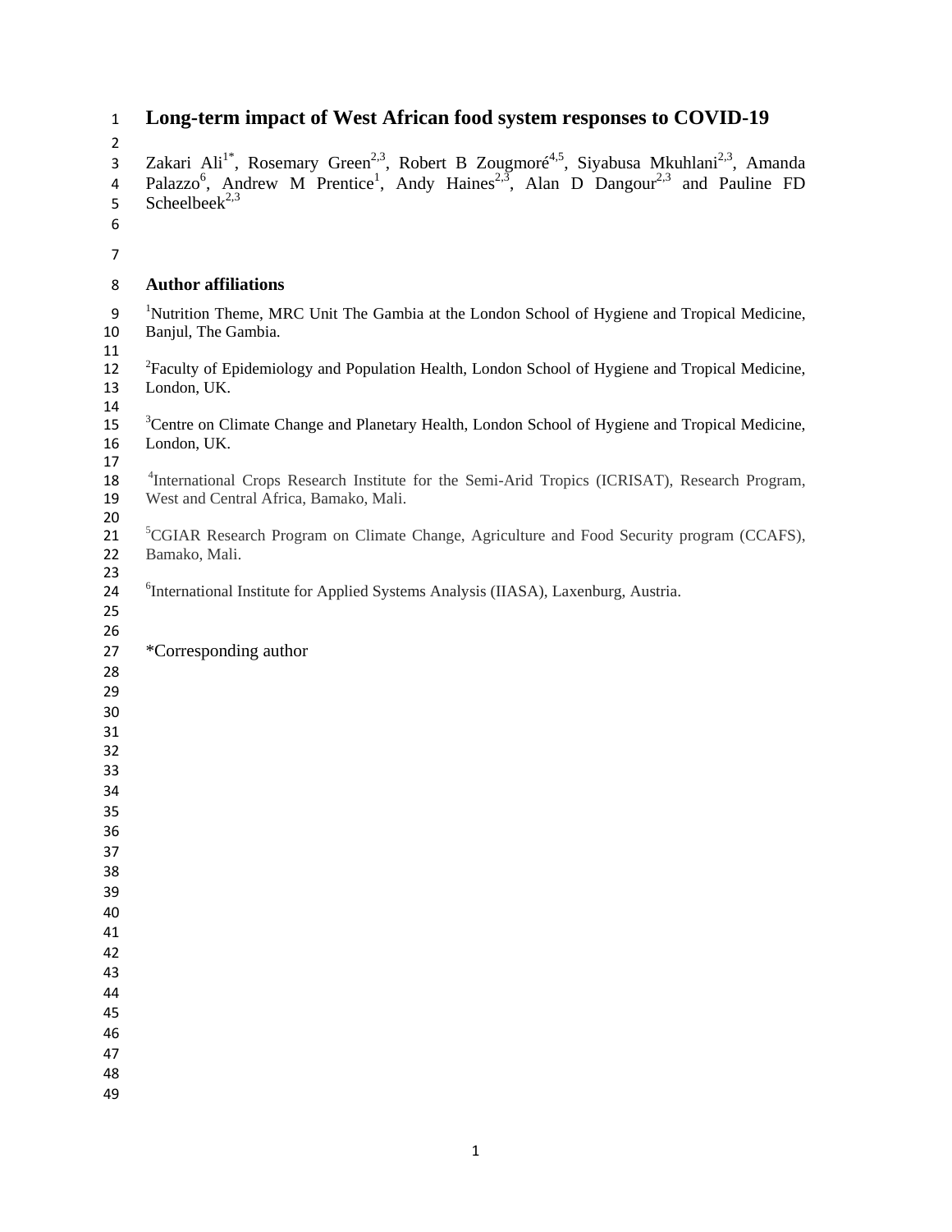# Long-term impact of West African food system responses to COVID-19

Zakari Ali[1*], Rosemary Green[2,3], Robert B Zougmoré[4,5], Siyabusa Mkuhlani[2,3], Amanda Palazzo[6], Andrew M Prentice[1], Andy Haines[2,3], Alan D Dangour[2,3] and Pauline FD Scheelbeek[2,3]

## Author affiliations

[1]Nutrition Theme, MRC Unit The Gambia at the London School of Hygiene and Tropical Medicine, Banjul, The Gambia.

[2]Faculty of Epidemiology and Population Health, London School of Hygiene and Tropical Medicine, London, UK.

[3]Centre on Climate Change and Planetary Health, London School of Hygiene and Tropical Medicine, London, UK.

[4]International Crops Research Institute for the Semi-Arid Tropics (ICRISAT), Research Program, West and Central Africa, Bamako, Mali.

[5]CGIAR Research Program on Climate Change, Agriculture and Food Security program (CCAFS), Bamako, Mali.

[6]International Institute for Applied Systems Analysis (IIASA), Laxenburg, Austria.

*Corresponding author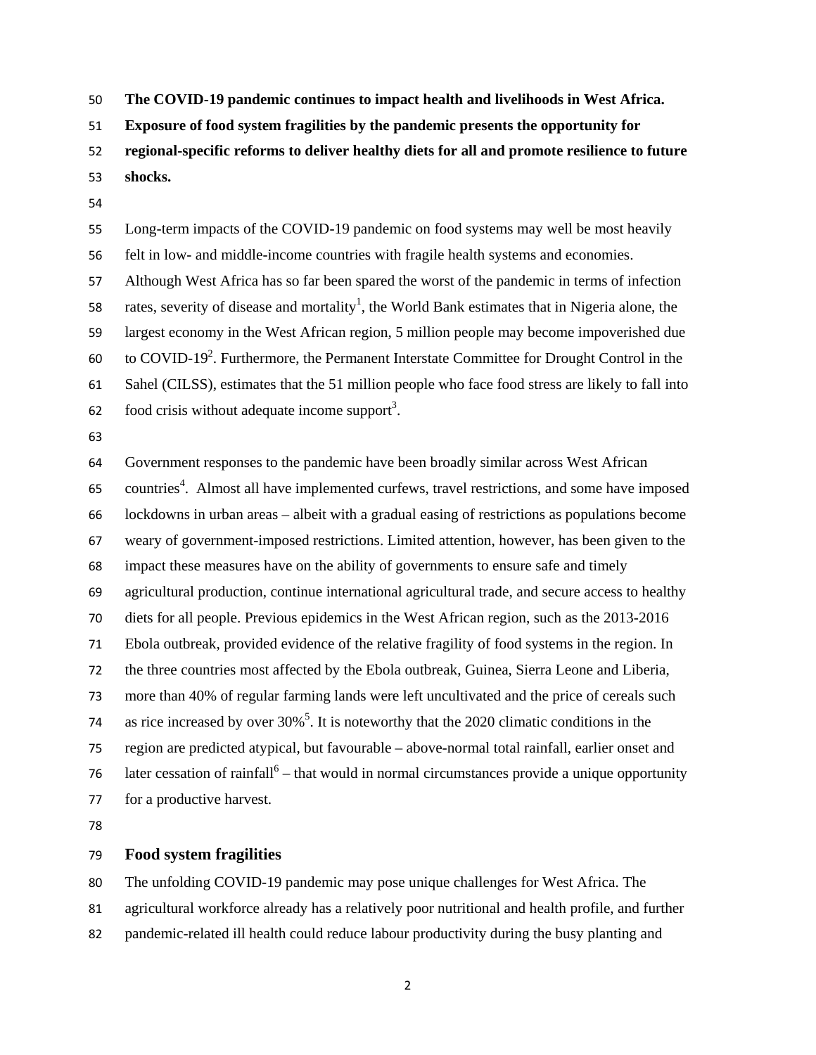**The COVID-19 pandemic continues to impact health and livelihoods in West Africa. Exposure of food system fragilities by the pandemic presents the opportunity for regional-specific reforms to deliver healthy diets for all and promote resilience to future shocks.**

Long-term impacts of the COVID-19 pandemic on food systems may well be most heavily felt in low- and middle-income countries with fragile health systems and economies. Although West Africa has so far been spared the worst of the pandemic in terms of infection rates, severity of disease and mortality[1], the World Bank estimates that in Nigeria alone, the largest economy in the West African region, 5 million people may become impoverished due to COVID-19[2]. Furthermore, the Permanent Interstate Committee for Drought Control in the Sahel (CILSS), estimates that the 51 million people who face food stress are likely to fall into food crisis without adequate income support[3].

Government responses to the pandemic have been broadly similar across West African countries[4]. Almost all have implemented curfews, travel restrictions, and some have imposed lockdowns in urban areas – albeit with a gradual easing of restrictions as populations become weary of government-imposed restrictions. Limited attention, however, has been given to the impact these measures have on the ability of governments to ensure safe and timely agricultural production, continue international agricultural trade, and secure access to healthy diets for all people. Previous epidemics in the West African region, such as the 2013-2016 Ebola outbreak, provided evidence of the relative fragility of food systems in the region. In the three countries most affected by the Ebola outbreak, Guinea, Sierra Leone and Liberia, more than 40% of regular farming lands were left uncultivated and the price of cereals such as rice increased by over 30%[5]. It is noteworthy that the 2020 climatic conditions in the region are predicted atypical, but favourable – above-normal total rainfall, earlier onset and later cessation of rainfall[6] – that would in normal circumstances provide a unique opportunity for a productive harvest.

## Food system fragilities

The unfolding COVID-19 pandemic may pose unique challenges for West Africa. The agricultural workforce already has a relatively poor nutritional and health profile, and further pandemic-related ill health could reduce labour productivity during the busy planting and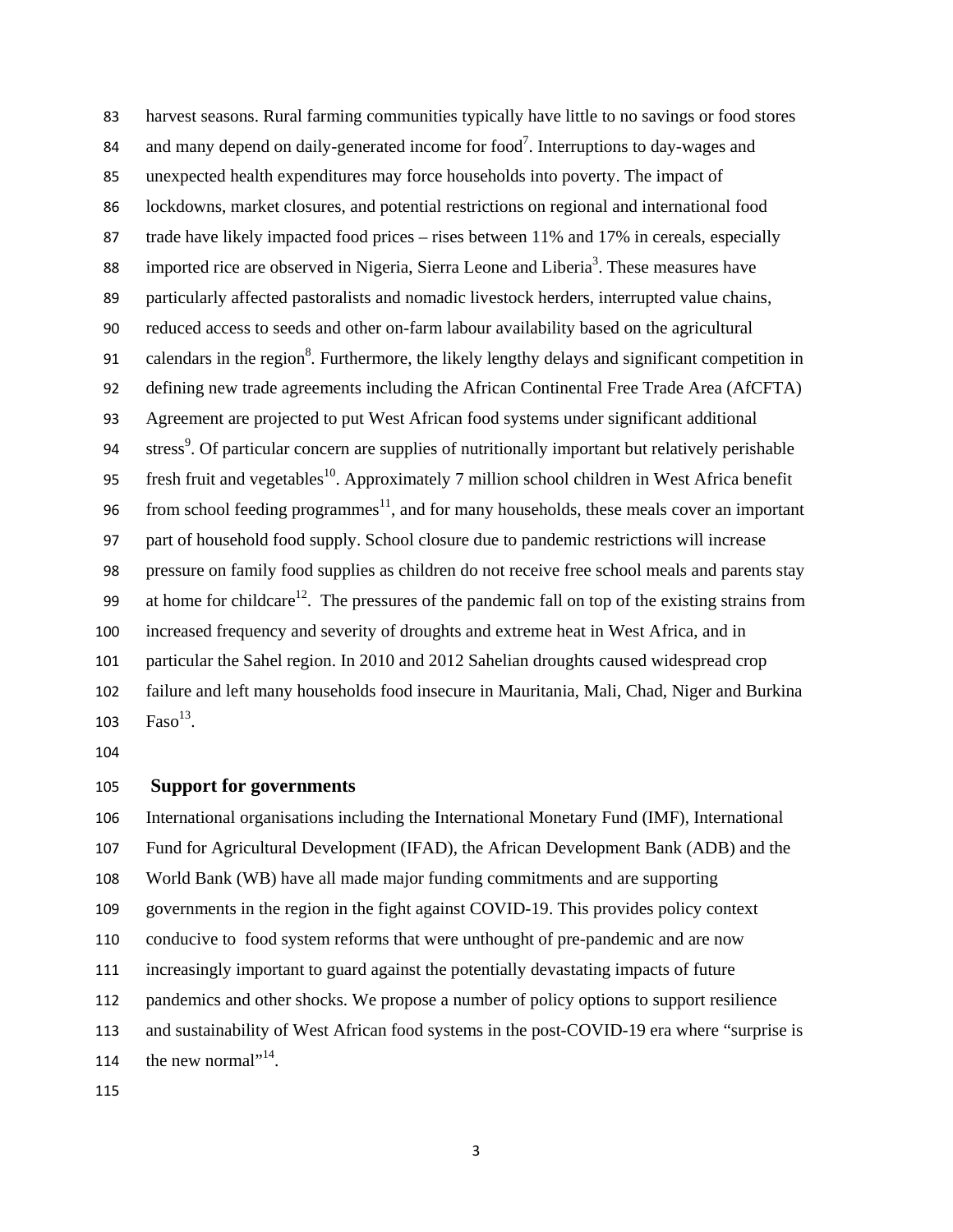harvest seasons. Rural farming communities typically have little to no savings or food stores and many depend on daily-generated income for food[7]. Interruptions to day-wages and unexpected health expenditures may force households into poverty. The impact of lockdowns, market closures, and potential restrictions on regional and international food trade have likely impacted food prices – rises between 11% and 17% in cereals, especially imported rice are observed in Nigeria, Sierra Leone and Liberia[3]. These measures have particularly affected pastoralists and nomadic livestock herders, interrupted value chains, reduced access to seeds and other on-farm labour availability based on the agricultural calendars in the region[8]. Furthermore, the likely lengthy delays and significant competition in defining new trade agreements including the African Continental Free Trade Area (AfCFTA) Agreement are projected to put West African food systems under significant additional stress[9]. Of particular concern are supplies of nutritionally important but relatively perishable fresh fruit and vegetables[10]. Approximately 7 million school children in West Africa benefit from school feeding programmes[11], and for many households, these meals cover an important part of household food supply. School closure due to pandemic restrictions will increase pressure on family food supplies as children do not receive free school meals and parents stay at home for childcare[12]. The pressures of the pandemic fall on top of the existing strains from increased frequency and severity of droughts and extreme heat in West Africa, and in particular the Sahel region. In 2010 and 2012 Sahelian droughts caused widespread crop failure and left many households food insecure in Mauritania, Mali, Chad, Niger and Burkina Faso[13].

## Support for governments

International organisations including the International Monetary Fund (IMF), International Fund for Agricultural Development (IFAD), the African Development Bank (ADB) and the World Bank (WB) have all made major funding commitments and are supporting governments in the region in the fight against COVID-19. This provides policy context conducive to food system reforms that were unthought of pre-pandemic and are now increasingly important to guard against the potentially devastating impacts of future pandemics and other shocks. We propose a number of policy options to support resilience and sustainability of West African food systems in the post-COVID-19 era where "surprise is the new normal"[14].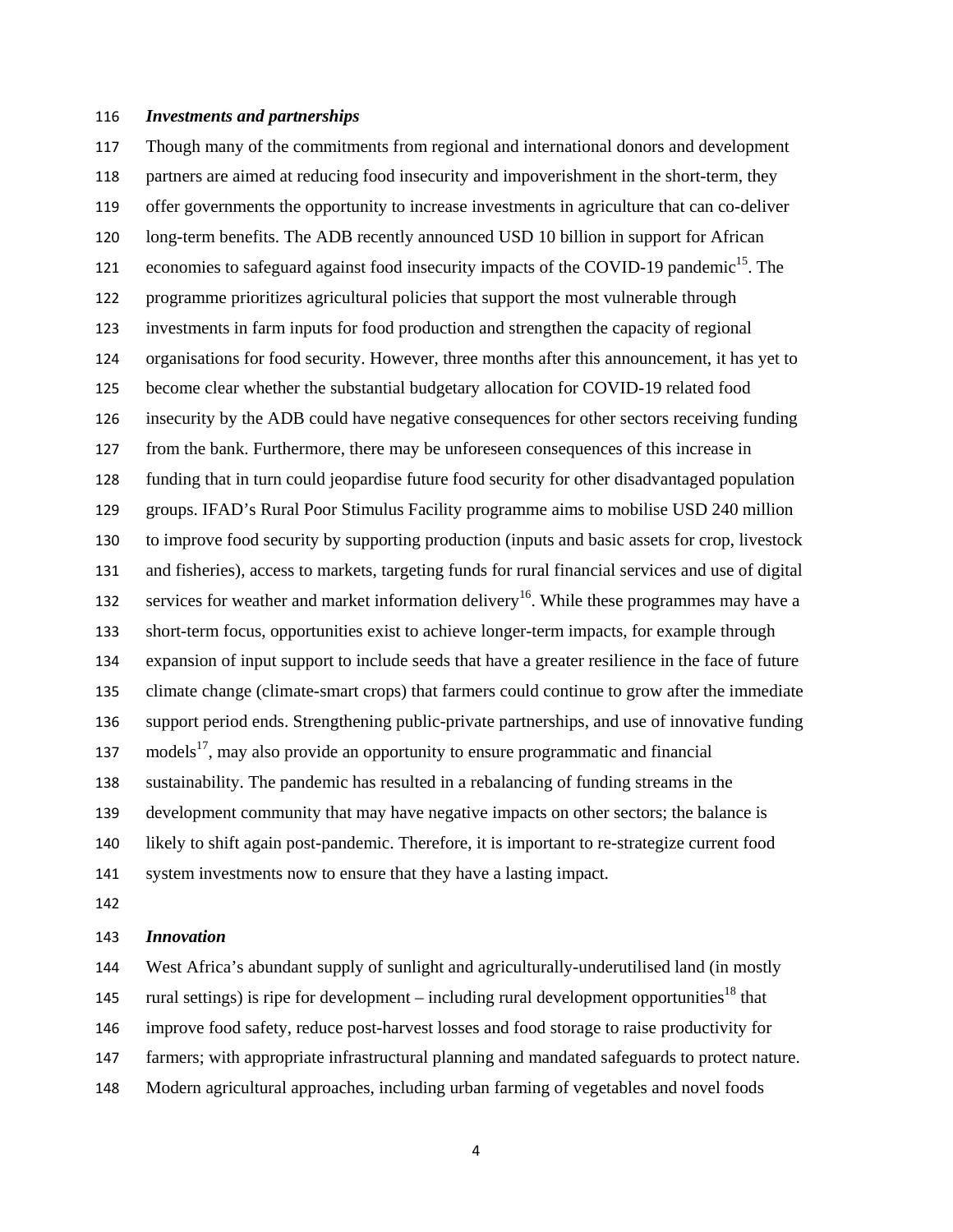### *Investments and partnerships*

Though many of the commitments from regional and international donors and development partners are aimed at reducing food insecurity and impoverishment in the short-term, they offer governments the opportunity to increase investments in agriculture that can co-deliver long-term benefits. The ADB recently announced USD 10 billion in support for African economies to safeguard against food insecurity impacts of the COVID-19 pandemic[15]. The programme prioritizes agricultural policies that support the most vulnerable through investments in farm inputs for food production and strengthen the capacity of regional organisations for food security. However, three months after this announcement, it has yet to become clear whether the substantial budgetary allocation for COVID-19 related food insecurity by the ADB could have negative consequences for other sectors receiving funding from the bank. Furthermore, there may be unforeseen consequences of this increase in funding that in turn could jeopardise future food security for other disadvantaged population groups. IFAD's Rural Poor Stimulus Facility programme aims to mobilise USD 240 million to improve food security by supporting production (inputs and basic assets for crop, livestock and fisheries), access to markets, targeting funds for rural financial services and use of digital services for weather and market information delivery[16]. While these programmes may have a short-term focus, opportunities exist to achieve longer-term impacts, for example through expansion of input support to include seeds that have a greater resilience in the face of future climate change (climate-smart crops) that farmers could continue to grow after the immediate support period ends. Strengthening public-private partnerships, and use of innovative funding models[17], may also provide an opportunity to ensure programmatic and financial sustainability. The pandemic has resulted in a rebalancing of funding streams in the development community that may have negative impacts on other sectors; the balance is likely to shift again post-pandemic. Therefore, it is important to re-strategize current food system investments now to ensure that they have a lasting impact.

### *Innovation*

West Africa's abundant supply of sunlight and agriculturally-underutilised land (in mostly rural settings) is ripe for development – including rural development opportunities[18] that improve food safety, reduce post-harvest losses and food storage to raise productivity for farmers; with appropriate infrastructural planning and mandated safeguards to protect nature. Modern agricultural approaches, including urban farming of vegetables and novel foods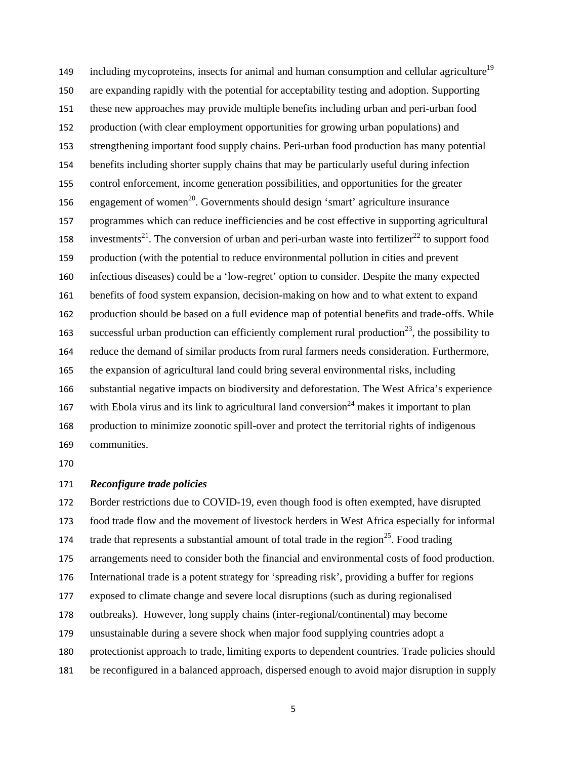including mycoproteins, insects for animal and human consumption and cellular agriculture[19] are expanding rapidly with the potential for acceptability testing and adoption. Supporting these new approaches may provide multiple benefits including urban and peri-urban food production (with clear employment opportunities for growing urban populations) and strengthening important food supply chains. Peri-urban food production has many potential benefits including shorter supply chains that may be particularly useful during infection control enforcement, income generation possibilities, and opportunities for the greater engagement of women[20]. Governments should design 'smart' agriculture insurance programmes which can reduce inefficiencies and be cost effective in supporting agricultural investments[21]. The conversion of urban and peri-urban waste into fertilizer[22] to support food production (with the potential to reduce environmental pollution in cities and prevent infectious diseases) could be a 'low-regret' option to consider. Despite the many expected benefits of food system expansion, decision-making on how and to what extent to expand production should be based on a full evidence map of potential benefits and trade-offs. While successful urban production can efficiently complement rural production[23], the possibility to reduce the demand of similar products from rural farmers needs consideration. Furthermore, the expansion of agricultural land could bring several environmental risks, including substantial negative impacts on biodiversity and deforestation. The West Africa's experience with Ebola virus and its link to agricultural land conversion[24] makes it important to plan production to minimize zoonotic spill-over and protect the territorial rights of indigenous communities.

### *Reconfigure trade policies*

Border restrictions due to COVID-19, even though food is often exempted, have disrupted food trade flow and the movement of livestock herders in West Africa especially for informal trade that represents a substantial amount of total trade in the region[25]. Food trading arrangements need to consider both the financial and environmental costs of food production. International trade is a potent strategy for 'spreading risk', providing a buffer for regions exposed to climate change and severe local disruptions (such as during regionalised outbreaks). However, long supply chains (inter-regional/continental) may become unsustainable during a severe shock when major food supplying countries adopt a protectionist approach to trade, limiting exports to dependent countries. Trade policies should be reconfigured in a balanced approach, dispersed enough to avoid major disruption in supply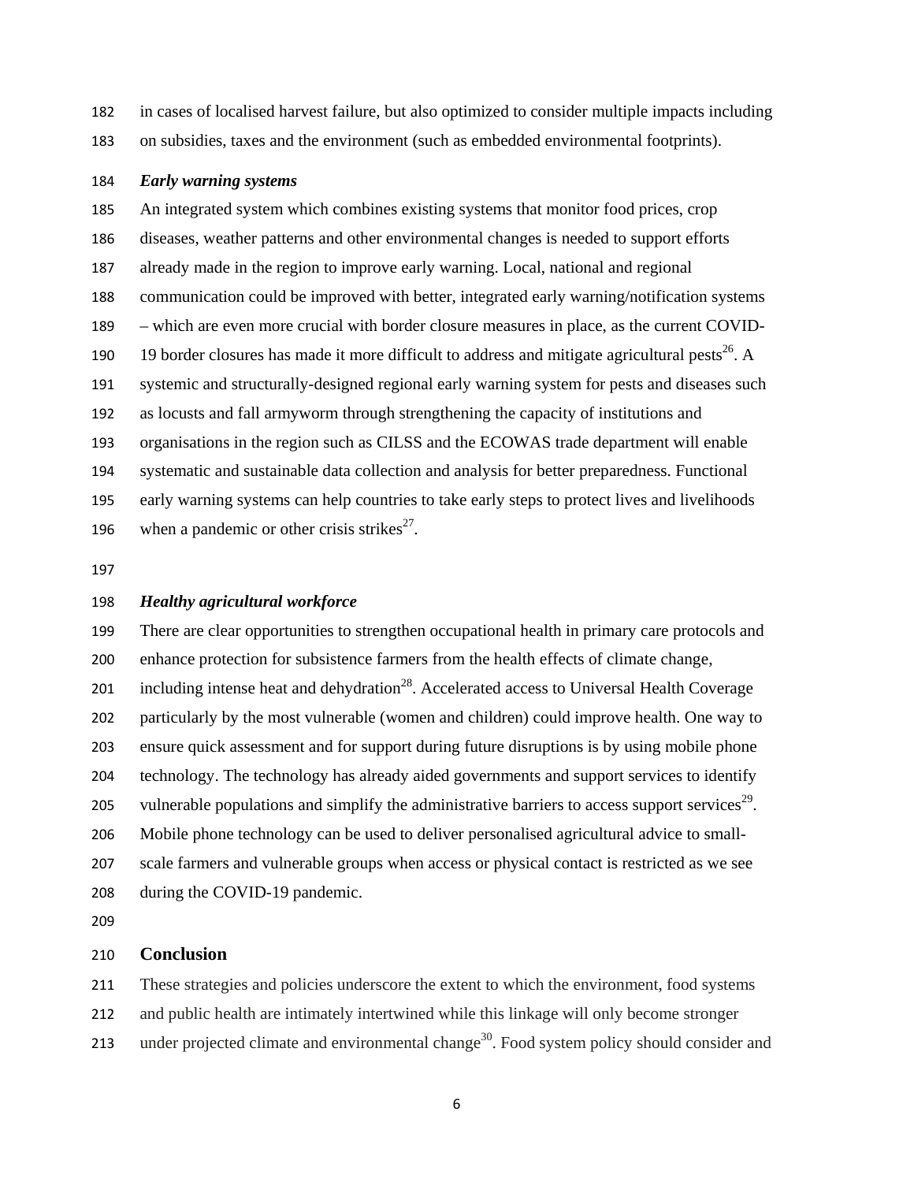in cases of localised harvest failure, but also optimized to consider multiple impacts including on subsidies, taxes and the environment (such as embedded environmental footprints).

***Early warning systems***

An integrated system which combines existing systems that monitor food prices, crop diseases, weather patterns and other environmental changes is needed to support efforts already made in the region to improve early warning. Local, national and regional communication could be improved with better, integrated early warning/notification systems – which are even more crucial with border closure measures in place, as the current COVID-19 border closures has made it more difficult to address and mitigate agricultural pests[26]. A systemic and structurally-designed regional early warning system for pests and diseases such as locusts and fall armyworm through strengthening the capacity of institutions and organisations in the region such as CILSS and the ECOWAS trade department will enable systematic and sustainable data collection and analysis for better preparedness. Functional early warning systems can help countries to take early steps to protect lives and livelihoods when a pandemic or other crisis strikes[27].

***Healthy agricultural workforce***

There are clear opportunities to strengthen occupational health in primary care protocols and enhance protection for subsistence farmers from the health effects of climate change, including intense heat and dehydration[28]. Accelerated access to Universal Health Coverage particularly by the most vulnerable (women and children) could improve health. One way to ensure quick assessment and for support during future disruptions is by using mobile phone technology. The technology has already aided governments and support services to identify vulnerable populations and simplify the administrative barriers to access support services[29]. Mobile phone technology can be used to deliver personalised agricultural advice to small-scale farmers and vulnerable groups when access or physical contact is restricted as we see during the COVID-19 pandemic.

## Conclusion

These strategies and policies underscore the extent to which the environment, food systems and public health are intimately intertwined while this linkage will only become stronger under projected climate and environmental change[30]. Food system policy should consider and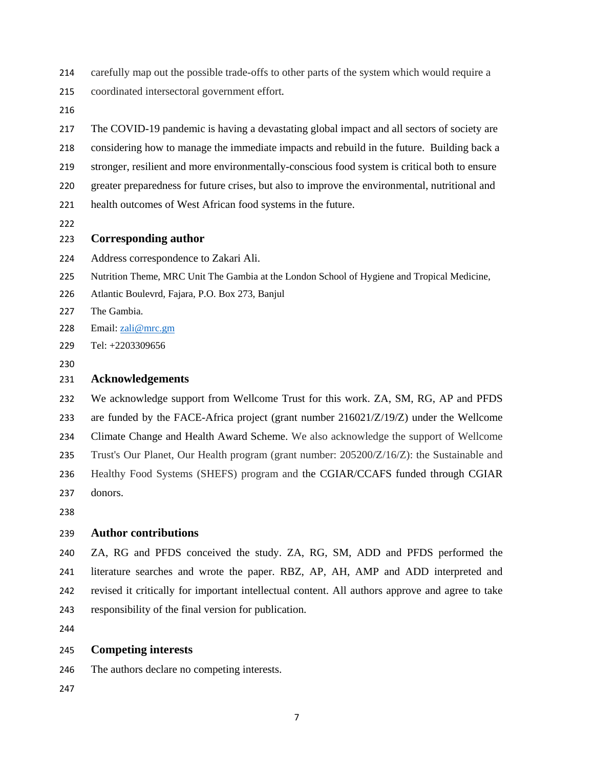carefully map out the possible trade-offs to other parts of the system which would require a coordinated intersectoral government effort.

The COVID-19 pandemic is having a devastating global impact and all sectors of society are considering how to manage the immediate impacts and rebuild in the future. Building back a stronger, resilient and more environmentally-conscious food system is critical both to ensure greater preparedness for future crises, but also to improve the environmental, nutritional and health outcomes of West African food systems in the future.

## Corresponding author

Address correspondence to Zakari Ali.

Nutrition Theme, MRC Unit The Gambia at the London School of Hygiene and Tropical Medicine, Atlantic Boulevrd, Fajara, P.O. Box 273, Banjul

The Gambia.

Email: zali@mrc.gm

Tel: +2203309656

## Acknowledgements

We acknowledge support from Wellcome Trust for this work. ZA, SM, RG, AP and PFDS are funded by the FACE-Africa project (grant number 216021/Z/19/Z) under the Wellcome Climate Change and Health Award Scheme. We also acknowledge the support of Wellcome Trust's Our Planet, Our Health program (grant number: 205200/Z/16/Z): the Sustainable and Healthy Food Systems (SHEFS) program and the CGIAR/CCAFS funded through CGIAR donors.

## Author contributions

ZA, RG and PFDS conceived the study. ZA, RG, SM, ADD and PFDS performed the literature searches and wrote the paper. RBZ, AP, AH, AMP and ADD interpreted and revised it critically for important intellectual content. All authors approve and agree to take responsibility of the final version for publication.

## Competing interests

The authors declare no competing interests.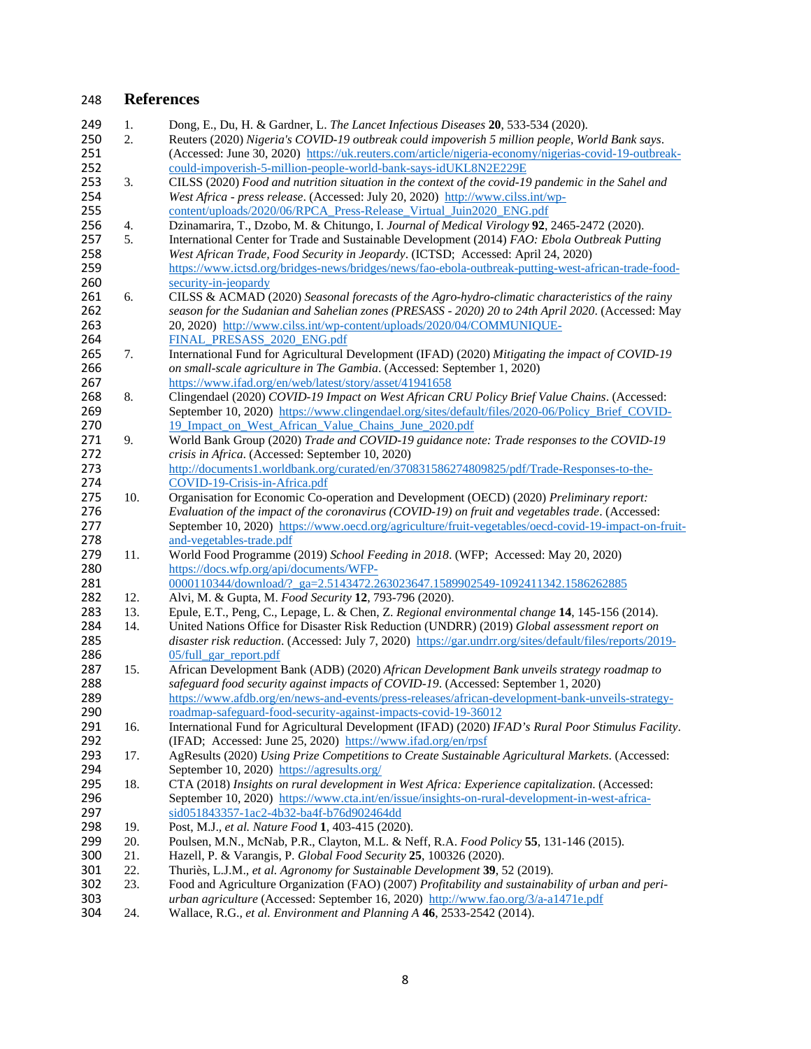## References

1. Dong, E., Du, H. & Gardner, L. *The Lancet Infectious Diseases* **20**, 533-534 (2020).
2. Reuters (2020) *Nigeria's COVID-19 outbreak could impoverish 5 million people, World Bank says*. (Accessed: June 30, 2020) https://uk.reuters.com/article/nigeria-economy/nigerias-covid-19-outbreak-could-impoverish-5-million-people-world-bank-says-idUKL8N2E229E
3. CILSS (2020) *Food and nutrition situation in the context of the covid-19 pandemic in the Sahel and West Africa - press release*. (Accessed: July 20, 2020) http://www.cilss.int/wp-content/uploads/2020/06/RPCA_Press-Release_Virtual_Juin2020_ENG.pdf
4. Dzinamarira, T., Dzobo, M. & Chitungo, I. *Journal of Medical Virology* **92**, 2465-2472 (2020).
5. International Center for Trade and Sustainable Development (2014) *FAO: Ebola Outbreak Putting West African Trade, Food Security in Jeopardy*. (ICTSD; Accessed: April 24, 2020) https://www.ictsd.org/bridges-news/bridges/news/fao-ebola-outbreak-putting-west-african-trade-food-security-in-jeopardy
6. CILSS & ACMAD (2020) *Seasonal forecasts of the Agro-hydro-climatic characteristics of the rainy season for the Sudanian and Sahelian zones (PRESASS - 2020) 20 to 24th April 2020*. (Accessed: May 20, 2020) http://www.cilss.int/wp-content/uploads/2020/04/COMMUNIQUE-FINAL_PRESASS_2020_ENG.pdf
7. International Fund for Agricultural Development (IFAD) (2020) *Mitigating the impact of COVID-19 on small-scale agriculture in The Gambia*. (Accessed: September 1, 2020) https://www.ifad.org/en/web/latest/story/asset/41941658
8. Clingendael (2020) *COVID-19 Impact on West African CRU Policy Brief Value Chains*. (Accessed: September 10, 2020) https://www.clingendael.org/sites/default/files/2020-06/Policy_Brief_COVID-19_Impact_on_West_African_Value_Chains_June_2020.pdf
9. World Bank Group (2020) *Trade and COVID-19 guidance note: Trade responses to the COVID-19 crisis in Africa*. (Accessed: September 10, 2020) http://documents1.worldbank.org/curated/en/370831586274809825/pdf/Trade-Responses-to-the-COVID-19-Crisis-in-Africa.pdf
10. Organisation for Economic Co-operation and Development (OECD) (2020) *Preliminary report: Evaluation of the impact of the coronavirus (COVID-19) on fruit and vegetables trade*. (Accessed: September 10, 2020) https://www.oecd.org/agriculture/fruit-vegetables/oecd-covid-19-impact-on-fruit-and-vegetables-trade.pdf
11. World Food Programme (2019) *School Feeding in 2018*. (WFP; Accessed: May 20, 2020) https://docs.wfp.org/api/documents/WFP-0000110344/download/?_ga=2.5143472.263023647.1589902549-1092411342.1586262885
12. Alvi, M. & Gupta, M. *Food Security* **12**, 793-796 (2020).
13. Epule, E.T., Peng, C., Lepage, L. & Chen, Z. *Regional environmental change* **14**, 145-156 (2014).
14. United Nations Office for Disaster Risk Reduction (UNDRR) (2019) *Global assessment report on disaster risk reduction*. (Accessed: July 7, 2020) https://gar.undrr.org/sites/default/files/reports/2019-05/full_gar_report.pdf
15. African Development Bank (ADB) (2020) *African Development Bank unveils strategy roadmap to safeguard food security against impacts of COVID-19*. (Accessed: September 1, 2020) https://www.afdb.org/en/news-and-events/press-releases/african-development-bank-unveils-strategy-roadmap-safeguard-food-security-against-impacts-covid-19-36012
16. International Fund for Agricultural Development (IFAD) (2020) *IFAD's Rural Poor Stimulus Facility*. (IFAD; Accessed: June 25, 2020) https://www.ifad.org/en/rpsf
17. AgResults (2020) *Using Prize Competitions to Create Sustainable Agricultural Markets*. (Accessed: September 10, 2020) https://agresults.org/
18. CTA (2018) *Insights on rural development in West Africa: Experience capitalization*. (Accessed: September 10, 2020) https://www.cta.int/en/issue/insights-on-rural-development-in-west-africa-sid051843357-1ac2-4b32-ba4f-b76d902464dd
19. Post, M.J., *et al. Nature Food* **1**, 403-415 (2020).
20. Poulsen, M.N., McNab, P.R., Clayton, M.L. & Neff, R.A. *Food Policy* **55**, 131-146 (2015).
21. Hazell, P. & Varangis, P. *Global Food Security* **25**, 100326 (2020).
22. Thuriès, L.J.M., *et al. Agronomy for Sustainable Development* **39**, 52 (2019).
23. Food and Agriculture Organization (FAO) (2007) *Profitability and sustainability of urban and peri-urban agriculture* (Accessed: September 16, 2020) http://www.fao.org/3/a-a1471e.pdf
24. Wallace, R.G., *et al. Environment and Planning A* **46**, 2533-2542 (2014).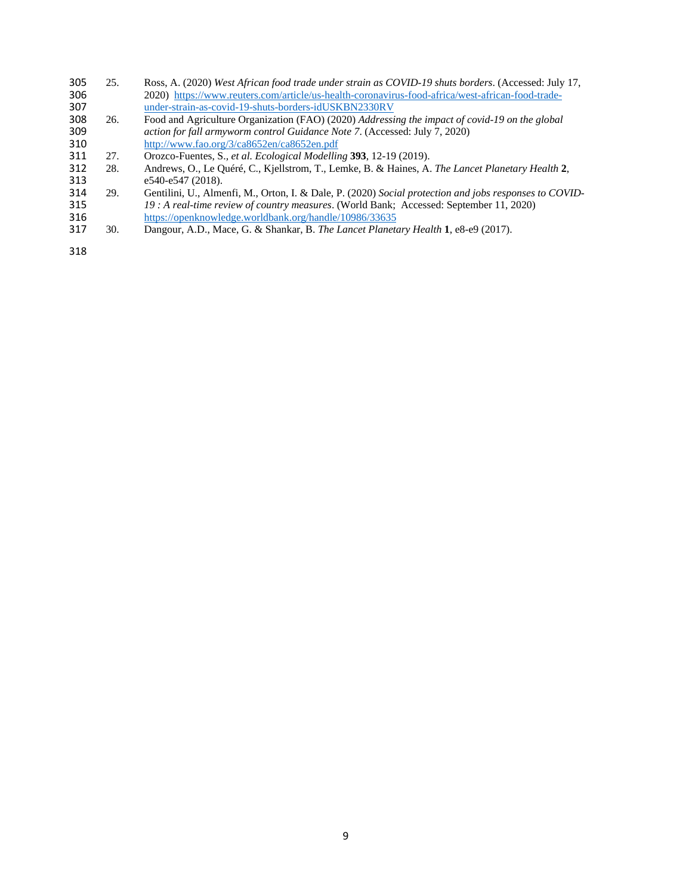25. Ross, A. (2020) *West African food trade under strain as COVID-19 shuts borders*. (Accessed: July 17, 2020) https://www.reuters.com/article/us-health-coronavirus-food-africa/west-african-food-trade-under-strain-as-covid-19-shuts-borders-idUSKBN2330RV
26. Food and Agriculture Organization (FAO) (2020) *Addressing the impact of covid-19 on the global action for fall armyworm control Guidance Note 7*. (Accessed: July 7, 2020) http://www.fao.org/3/ca8652en/ca8652en.pdf
27. Orozco-Fuentes, S., *et al. Ecological Modelling* **393**, 12-19 (2019).
28. Andrews, O., Le Quéré, C., Kjellstrom, T., Lemke, B. & Haines, A. *The Lancet Planetary Health* **2**, e540-e547 (2018).
29. Gentilini, U., Almenfi, M., Orton, I. & Dale, P. (2020) *Social protection and jobs responses to COVID-19 : A real-time review of country measures*. (World Bank; Accessed: September 11, 2020) https://openknowledge.worldbank.org/handle/10986/33635
30. Dangour, A.D., Mace, G. & Shankar, B. *The Lancet Planetary Health* **1**, e8-e9 (2017).